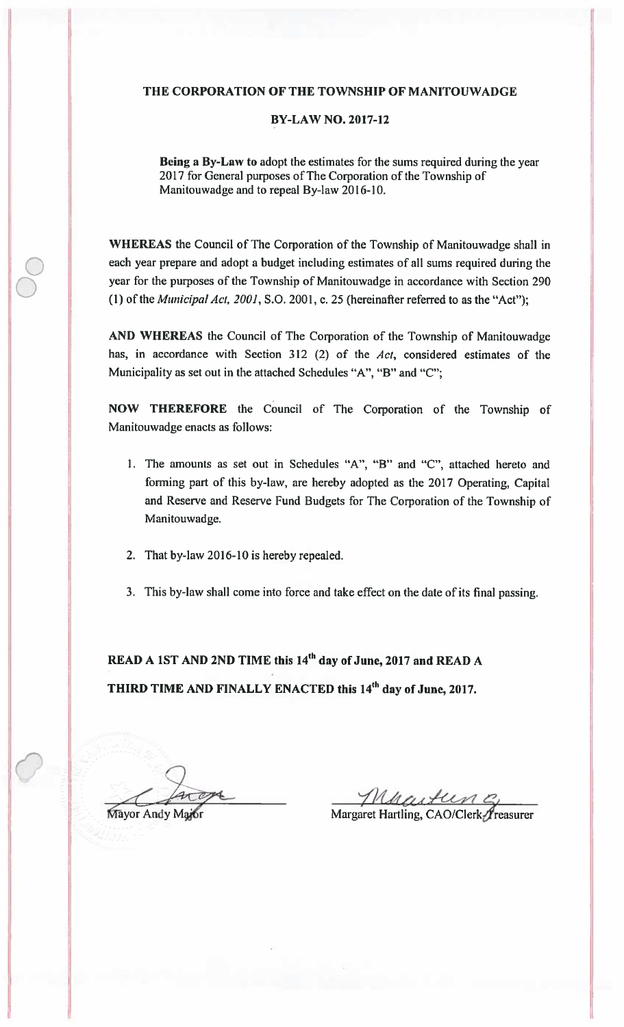# THE CORPORATION OF THE TOWNSHIP OF MANITOUWADGE

## BY-LAW NO. 2017-12

**Being a By-Law to** adopt the estimates for the sums required during the year 2017 for General purposes of The Corporation of the Township of Manitouwadge and to repeal By-law 2016-10.

**WHEREAS** the Council of The Corporation of the Township of Manitouwadge shall in each year prepare and adopt a budget including estimates of all sums required during the year for the purposes of the Township of Manitouwadge in accordance with Section 290 (1) of the *Municipal Act, 2001*, S.O. 2001, c. 25 (hereinafter referred to as the "Act");

**AND WHEREAS** the Council of The Corporation of the Township of Manitouwadge has, in accordance with Section 312 (2) of the *Act*, considered estimates of the Municipality as set out in the attached Schedules "A", "B" and "C";

**NOW THEREFORE** the Council of The Corporation of the Township of Manitouwadge enacts as follows:

1. The amounts as set out in Schedules "A", "B" and "C", attached hereto and forming part of this by-law, are hereby adopted as the 2017 Operating, Capital and Reserve and Reserve Fund Budgets for The Corporation of the Township of Manitouwadge.
2. That by-law 2016-10 is hereby repealed.
3. This by-law shall come into force and take effect on the date of its final passing.

**READ A 1ST AND 2ND TIME this 14th day of June, 2017 and READ A THIRD TIME AND FINALLY ENACTED this 14th day of June, 2017.**

Mayor Andy Major

Margaret Hartling, CAO/Clerk-Treasurer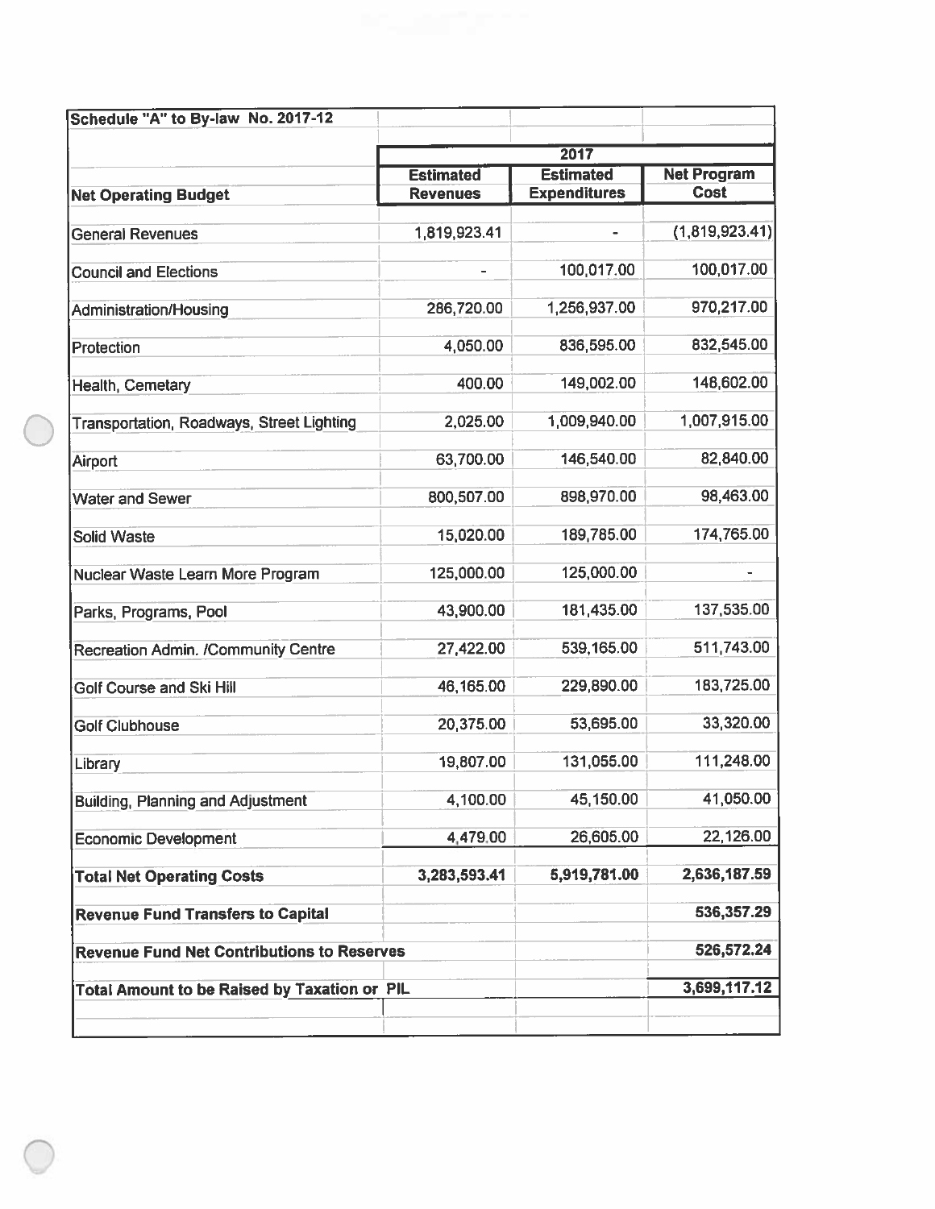**Schedule "A" to By-law No. 2017-12**

| Net Operating Budget | 2017 Estimated Revenues | 2017 Estimated Expenditures | 2017 Net Program Cost |
|---|---|---|---|
| General Revenues | 1,819,923.41 | - | (1,819,923.41) |
| Council and Elections | - | 100,017.00 | 100,017.00 |
| Administration/Housing | 286,720.00 | 1,256,937.00 | 970,217.00 |
| Protection | 4,050.00 | 836,595.00 | 832,545.00 |
| Health, Cemetary | 400.00 | 149,002.00 | 148,602.00 |
| Transportation, Roadways, Street Lighting | 2,025.00 | 1,009,940.00 | 1,007,915.00 |
| Airport | 63,700.00 | 146,540.00 | 82,840.00 |
| Water and Sewer | 800,507.00 | 898,970.00 | 98,463.00 |
| Solid Waste | 15,020.00 | 189,785.00 | 174,765.00 |
| Nuclear Waste Learn More Program | 125,000.00 | 125,000.00 | - |
| Parks, Programs, Pool | 43,900.00 | 181,435.00 | 137,535.00 |
| Recreation Admin. /Community Centre | 27,422.00 | 539,165.00 | 511,743.00 |
| Golf Course and Ski Hill | 46,165.00 | 229,890.00 | 183,725.00 |
| Golf Clubhouse | 20,375.00 | 53,695.00 | 33,320.00 |
| Library | 19,807.00 | 131,055.00 | 111,248.00 |
| Building, Planning and Adjustment | 4,100.00 | 45,150.00 | 41,050.00 |
| Economic Development | 4,479.00 | 26,605.00 | 22,126.00 |
| **Total Net Operating Costs** | **3,283,593.41** | **5,919,781.00** | **2,636,187.59** |
| **Revenue Fund Transfers to Capital** | | | **536,357.29** |
| **Revenue Fund Net Contributions to Reserves** | | | **526,572.24** |
| **Total Amount to be Raised by Taxation or PIL** | | | **3,699,117.12** |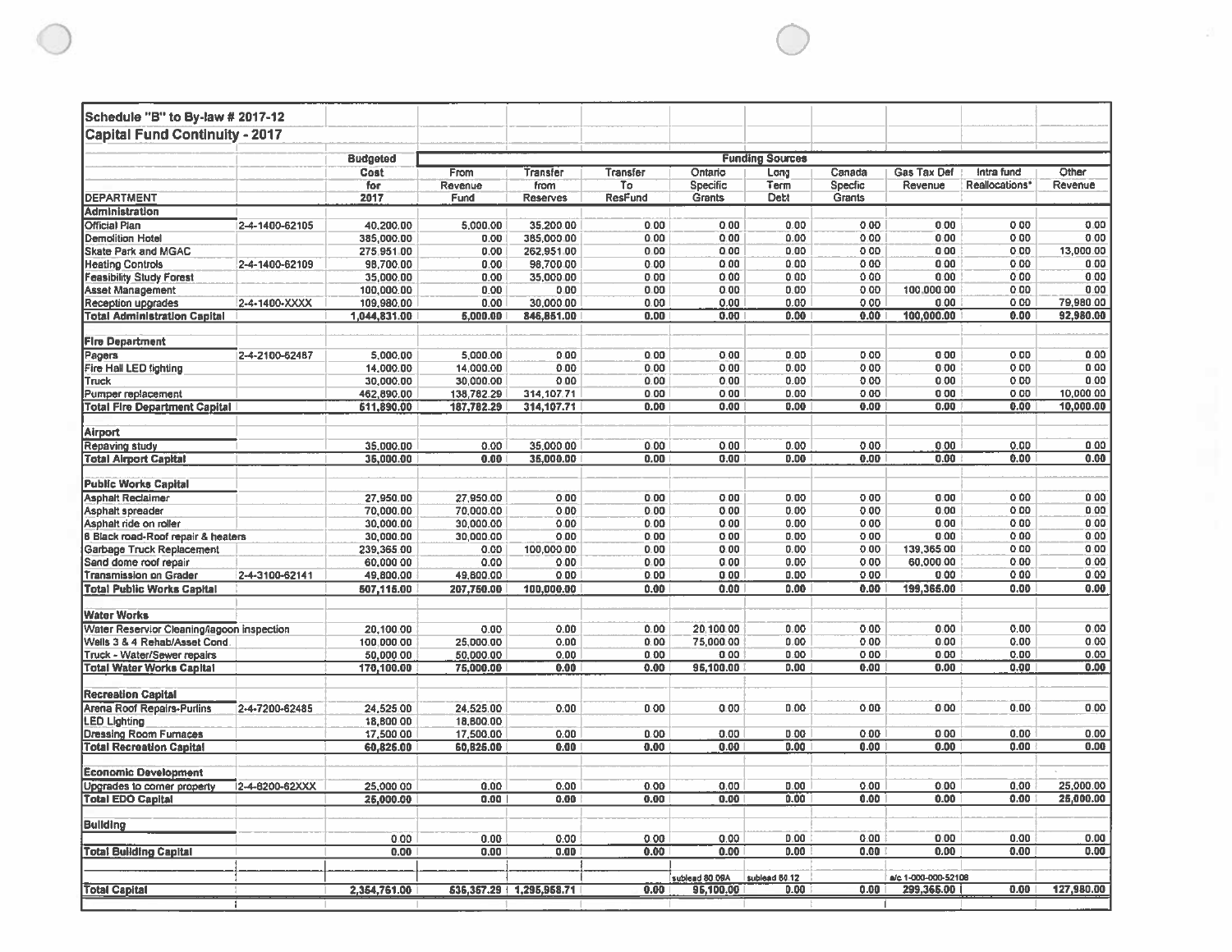# Schedule "B" to By-law # 2017-12

## Capital Fund Continuity - 2017

| DEPARTMENT | | Budgeted Cost for 2017 | Funding Sources | | | | | | | | |
|---|---|---|---|---|---|---|---|---|---|---|---|
| | | | From Revenue Fund | Transfer from Reserves | Transfer To ResFund | Ontario Specific Grants | Long Term Debt | Canada Specfic Grants | Gas Tax Def Revenue | Intra fund Reallocations* | Other Revenue |
| **Administration** | | | | | | | | | | | |
| Official Plan | 2-4-1400-62105 | 40,200.00 | 5,000.00 | 35,200.00 | 0.00 | 0.00 | 0.00 | 0.00 | 0.00 | 0.00 | 0.00 |
| Demolition Hotel | | 385,000.00 | 0.00 | 385,000.00 | 0.00 | 0.00 | 0.00 | 0.00 | 0.00 | 0.00 | 0.00 |
| Skate Park and MGAC | | 275,951.00 | 0.00 | 262,951.00 | 0.00 | 0.00 | 0.00 | 0.00 | 0.00 | 0.00 | 13,000.00 |
| Heating Controls | 2-4-1400-62109 | 98,700.00 | 0.00 | 98,700.00 | 0.00 | 0.00 | 0.00 | 0.00 | 0.00 | 0.00 | 0.00 |
| Feasibility Study Forest | | 35,000.00 | 0.00 | 35,000.00 | 0.00 | 0.00 | 0.00 | 0.00 | 0.00 | 0.00 | 0.00 |
| Asset Management | | 100,000.00 | 0.00 | 0.00 | 0.00 | 0.00 | 0.00 | 0.00 | 100,000.00 | 0.00 | 0.00 |
| Reception upgrades | 2-4-1400-XXXX | 109,980.00 | 0.00 | 30,000.00 | 0.00 | 0.00 | 0.00 | 0.00 | 0.00 | 0.00 | 79,980.00 |
| **Total Administration Capital** | | **1,044,831.00** | **5,000.00** | **846,851.00** | **0.00** | **0.00** | **0.00** | **0.00** | **100,000.00** | **0.00** | **92,980.00** |
| **Fire Department** | | | | | | | | | | | |
| Pagers | 2-4-2100-62487 | 5,000.00 | 5,000.00 | 0.00 | 0.00 | 0.00 | 0.00 | 0.00 | 0.00 | 0.00 | 0.00 |
| Fire Hall LED lighting | | 14,000.00 | 14,000.00 | 0.00 | 0.00 | 0.00 | 0.00 | 0.00 | 0.00 | 0.00 | 0.00 |
| Truck | | 30,000.00 | 30,000.00 | 0.00 | 0.00 | 0.00 | 0.00 | 0.00 | 0.00 | 0.00 | 0.00 |
| Pumper replacement | | 462,890.00 | 138,782.29 | 314,107.71 | 0.00 | 0.00 | 0.00 | 0.00 | 0.00 | 0.00 | 10,000.00 |
| **Total Fire Department Capital** | | **511,890.00** | **187,782.29** | **314,107.71** | **0.00** | **0.00** | **0.00** | **0.00** | **0.00** | **0.00** | **10,000.00** |
| **Airport** | | | | | | | | | | | |
| Repaving study | | 35,000.00 | 0.00 | 35,000.00 | 0.00 | 0.00 | 0.00 | 0.00 | 0.00 | 0.00 | 0.00 |
| **Total Airport Capital** | | **35,000.00** | **0.00** | **35,000.00** | **0.00** | **0.00** | **0.00** | **0.00** | **0.00** | **0.00** | **0.00** |
| **Public Works Capital** | | | | | | | | | | | |
| Asphalt Reclaimer | | 27,950.00 | 27,950.00 | 0.00 | 0.00 | 0.00 | 0.00 | 0.00 | 0.00 | 0.00 | 0.00 |
| Asphalt spreader | | 70,000.00 | 70,000.00 | 0.00 | 0.00 | 0.00 | 0.00 | 0.00 | 0.00 | 0.00 | 0.00 |
| Asphalt ride on roller | | 30,000.00 | 30,000.00 | 0.00 | 0.00 | 0.00 | 0.00 | 0.00 | 0.00 | 0.00 | 0.00 |
| 8 Black road-Roof repair & heaters | | 30,000.00 | 30,000.00 | 0.00 | 0.00 | 0.00 | 0.00 | 0.00 | 0.00 | 0.00 | 0.00 |
| Garbage Truck Replacement | | 239,365.00 | 0.00 | 100,000.00 | 0.00 | 0.00 | 0.00 | 0.00 | 139,365.00 | 0.00 | 0.00 |
| Sand dome roof repair | | 60,000.00 | 0.00 | 0.00 | 0.00 | 0.00 | 0.00 | 0.00 | 60,000.00 | 0.00 | 0.00 |
| Transmission on Grader | 2-4-3100-62141 | 49,800.00 | 49,800.00 | 0.00 | 0.00 | 0.00 | 0.00 | 0.00 | 0.00 | 0.00 | 0.00 |
| **Total Public Works Capital** | | **507,115.00** | **207,750.00** | **100,000.00** | **0.00** | **0.00** | **0.00** | **0.00** | **199,365.00** | **0.00** | **0.00** |
| **Water Works** | | | | | | | | | | | |
| Water Reservior Cleaning/lagoon inspection | | 20,100.00 | 0.00 | 0.00 | 0.00 | 20,100.00 | 0.00 | 0.00 | 0.00 | 0.00 | 0.00 |
| Wells 3 & 4 Rehab/Asset Cond. | | 100,000.00 | 25,000.00 | 0.00 | 0.00 | 75,000.00 | 0.00 | 0.00 | 0.00 | 0.00 | 0.00 |
| Truck - Water/Sewer repairs | | 50,000.00 | 50,000.00 | 0.00 | 0.00 | 0.00 | 0.00 | 0.00 | 0.00 | 0.00 | 0.00 |
| **Total Water Works Capital** | | **170,100.00** | **75,000.00** | **0.00** | **0.00** | **95,100.00** | **0.00** | **0.00** | **0.00** | **0.00** | **0.00** |
| **Recreation Capital** | | | | | | | | | | | |
| Arena Roof Repairs-Purlins | 2-4-7200-62485 | 24,525.00 | 24,525.00 | 0.00 | 0.00 | 0.00 | 0.00 | 0.00 | 0.00 | 0.00 | 0.00 |
| LED Lighting | | 18,800.00 | 18,800.00 | | | | | | | | |
| Dressing Room Furnaces | | 17,500.00 | 17,500.00 | 0.00 | 0.00 | 0.00 | 0.00 | 0.00 | 0.00 | 0.00 | 0.00 |
| **Total Recreation Capital** | | **60,825.00** | **60,825.00** | **0.00** | **0.00** | **0.00** | **0.00** | **0.00** | **0.00** | **0.00** | **0.00** |
| **Economic Development** | | | | | | | | | | | |
| Upgrades to corner property | 2-4-8200-62XXX | 25,000.00 | 0.00 | 0.00 | 0.00 | 0.00 | 0.00 | 0.00 | 0.00 | 0.00 | 25,000.00 |
| **Total EDO Capital** | | **25,000.00** | **0.00** | **0.00** | **0.00** | **0.00** | **0.00** | **0.00** | **0.00** | **0.00** | **25,000.00** |
| **Building** | | | | | | | | | | | |
| | | 0.00 | 0.00 | 0.00 | 0.00 | 0.00 | 0.00 | 0.00 | 0.00 | 0.00 | 0.00 |
| **Total Building Capital** | | **0.00** | **0.00** | **0.00** | **0.00** | **0.00** | **0.00** | **0.00** | **0.00** | **0.00** | **0.00** |
| | | | | | | sublead 80.09A | sublead 80.12 | | a/c 1-000-000-52108 | | |
| **Total Capital** | | **2,354,761.00** | **536,357.29** | **1,295,958.71** | **0.00** | **95,100.00** | **0.00** | **0.00** | **299,365.00** | **0.00** | **127,980.00** |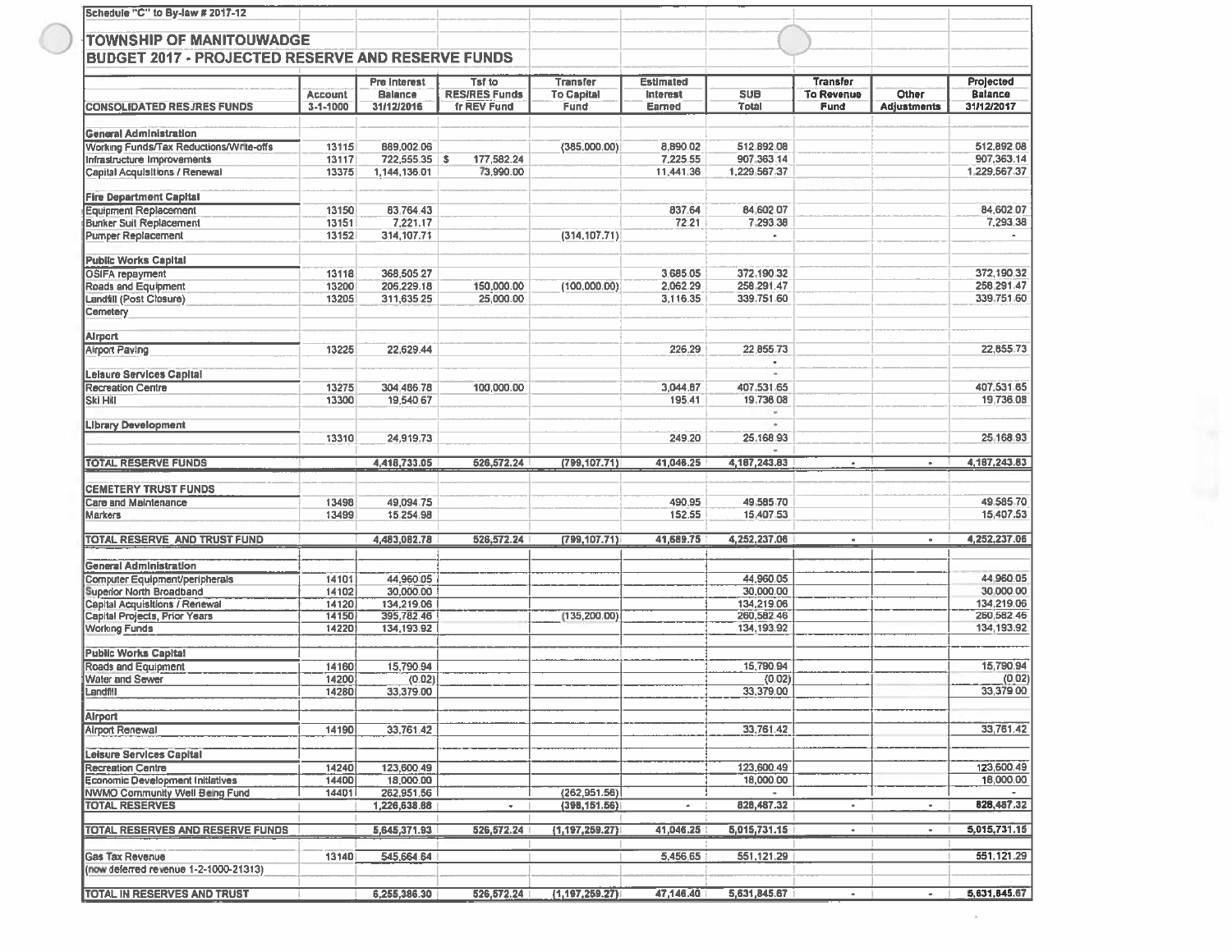Schedule "C" to By-law # 2017-12

# TOWNSHIP OF MANITOUWADGE

## BUDGET 2017 - PROJECTED RESERVE AND RESERVE FUNDS

| CONSOLIDATED RES./RES FUNDS | Account 3-1-1000 | Pre Interest Balance 31/12/2016 | Tsf to RES/RES Funds fr REV Fund | Transfer To Capital Fund | Estimated Interest Earned | SUB Total | Transfer To Revenue Fund | Other Adjustments | Projected Balance 31/12/2017 |
|---|---|---|---|---|---|---|---|---|---|
| **General Administration** | | | | | | | | | |
| Working Funds/Tax Reductions/Write-offs | 13115 | 889,002.06 | | (385,000.00) | 8,890.02 | 512,892.08 | | | 512,892.08 |
| Infrastructure Improvements | 13117 | 722,555.35 | $ 177,582.24 | | 7,225.55 | 907,363.14 | | | 907,363.14 |
| Capital Acquisitions / Renewal | 13375 | 1,144,136.01 | 73,990.00 | | 11,441.36 | 1,229,567.37 | | | 1,229,567.37 |
| **Fire Department Capital** | | | | | | | | | |
| Equipment Replacement | 13150 | 83,764.43 | | | 837.64 | 84,602.07 | | | 84,602.07 |
| Bunker Suit Replacement | 13151 | 7,221.17 | | | 72.21 | 7,293.38 | | | 7,293.38 |
| Pumper Replacement | 13152 | 314,107.71 | | (314,107.71) | | - | | | - |
| **Public Works Capital** | | | | | | | | | |
| OSIFA repayment | 13118 | 368,505.27 | | | 3,685.05 | 372,190.32 | | | 372,190.32 |
| Roads and Equipment | 13200 | 206,229.18 | 150,000.00 | (100,000.00) | 2,062.29 | 258,291.47 | | | 258,291.47 |
| Landfill (Post Closure) | 13205 | 311,635.25 | 25,000.00 | | 3,116.35 | 339,751.60 | | | 339,751.60 |
| Cemetery | | | | | | | | | |
| **Airport** | | | | | | | | | |
| Airport Paving | 13225 | 22,629.44 | | | 226.29 | 22,855.73 | | | 22,855.73 |
| | | | | | | - | | | |
| **Leisure Services Capital** | | | | | | - | | | |
| Recreation Centre | 13275 | 304,486.78 | 100,000.00 | | 3,044.87 | 407,531.65 | | | 407,531.65 |
| Ski Hill | 13300 | 19,540.67 | | | 195.41 | 19,736.08 | | | 19,736.08 |
| | | | | | | - | | | |
| **Library Development** | | | | | | - | | | |
| | 13310 | 24,919.73 | | | 249.20 | 25,168.93 | | | 25,168.93 |
| | | | | | | - | | | |
| TOTAL RESERVE FUNDS | | 4,418,733.05 | 526,572.24 | (799,107.71) | 41,046.25 | 4,187,243.83 | - | - | 4,187,243.83 |
| **CEMETERY TRUST FUNDS** | | | | | | | | | |
| Care and Maintenance | 13498 | 49,094.75 | | | 490.95 | 49,585.70 | | | 49,585.70 |
| Markers | 13499 | 15,254.98 | | | 152.55 | 15,407.53 | | | 15,407.53 |
| TOTAL RESERVE AND TRUST FUND | | 4,483,082.78 | 526,572.24 | (799,107.71) | 41,689.75 | 4,252,237.06 | - | - | 4,252,237.06 |
| **General Administration** | | | | | | | | | |
| Computer Equipment/peripherals | 14101 | 44,960.05 | | | | 44,960.05 | | | 44,960.05 |
| Superior North Broadband | 14102 | 30,000.00 | | | | 30,000.00 | | | 30,000.00 |
| Capital Acquisitions / Renewal | 14120 | 134,219.06 | | | | 134,219.06 | | | 134,219.06 |
| Capital Projects, Prior Years | 14150 | 395,782.46 | | (135,200.00) | | 260,582.46 | | | 260,582.46 |
| Working Funds | 14220 | 134,193.92 | | | | 134,193.92 | | | 134,193.92 |
| **Public Works Capital** | | | | | | | | | |
| Roads and Equipment | 14160 | 15,790.94 | | | | 15,790.94 | | | 15,790.94 |
| Water and Sewer | 14200 | (0.02) | | | | (0.02) | | | (0.02) |
| Landfill | 14280 | 33,379.00 | | | | 33,379.00 | | | 33,379.00 |
| **Airport** | | | | | | | | | |
| Airport Renewal | 14190 | 33,761.42 | | | | 33,761.42 | | | 33,761.42 |
| **Leisure Services Capital** | | | | | | | | | |
| Recreation Centre | 14240 | 123,600.49 | | | | 123,600.49 | | | 123,600.49 |
| Economic Development Initiatives | 14400 | 18,000.00 | | | | 18,000.00 | | | 18,000.00 |
| NWMO Community Well Being Fund | 14401 | 262,951.56 | | (262,951.56) | | - | | | - |
| TOTAL RESERVES | | 1,226,638.88 | - | (398,151.56) | - | 828,487.32 | - | - | 828,487.32 |
| TOTAL RESERVES AND RESERVE FUNDS | | 5,645,371.93 | 526,572.24 | (1,197,259.27) | 41,046.25 | 5,015,731.15 | - | - | 5,015,731.15 |
| Gas Tax Revenue | 13140 | 545,664.64 | | | 5,456.65 | 551,121.29 | | | 551,121.29 |
| (now deferred revenue 1-2-1000-21313) | | | | | | | | | |
| TOTAL IN RESERVES AND TRUST | | 6,255,386.30 | 526,572.24 | (1,197,259.27) | 47,146.40 | 5,631,845.67 | - | - | 5,631,845.67 |